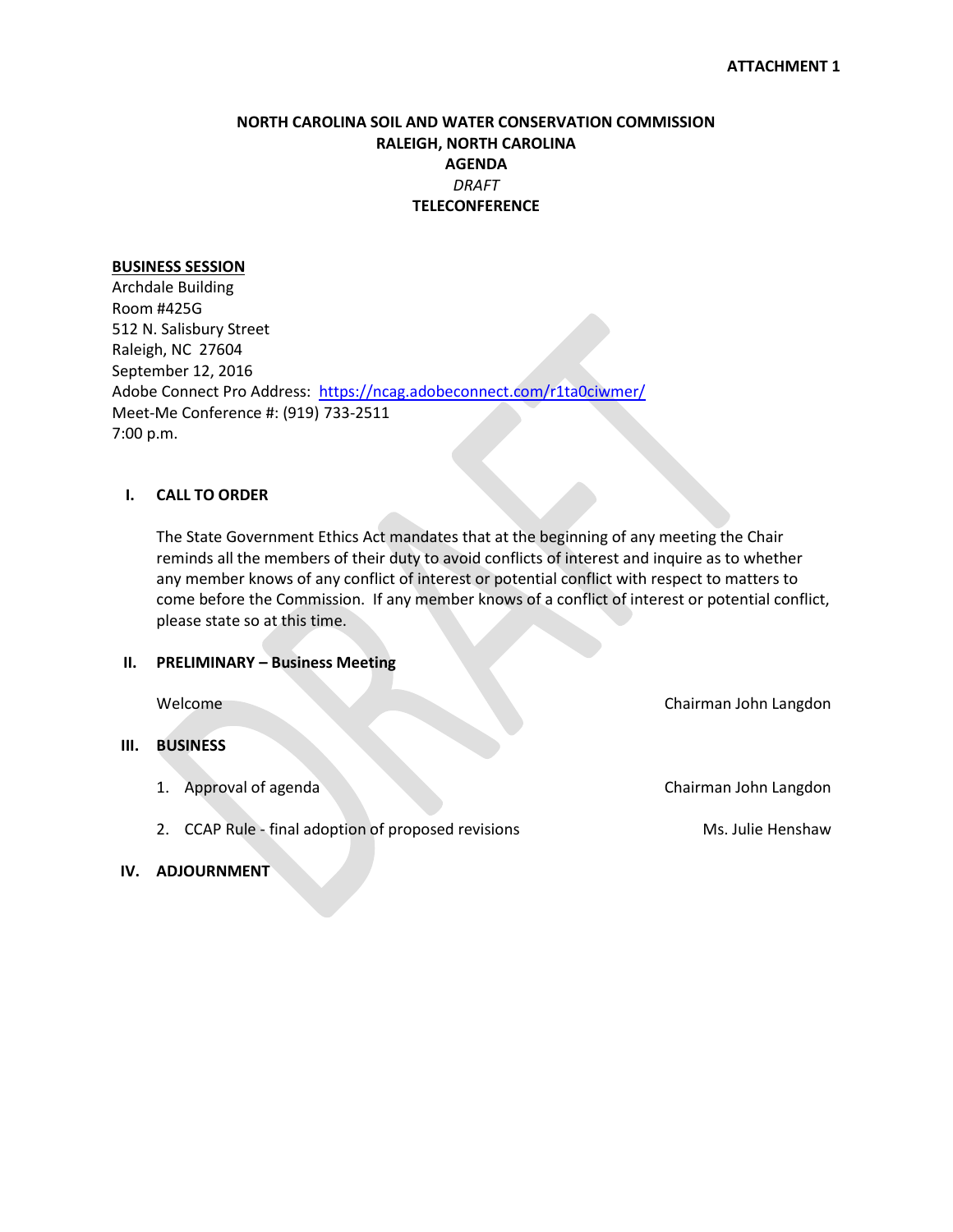**ATTACHMENT 1**

# NORTH CAROLINA SOIL AND WATER CONSERVATION COMMISSION
## RALEIGH, NORTH CAROLINA
## AGENDA
*DRAFT*
## TELECONFERENCE

**BUSINESS SESSION**
Archdale Building
Room #425G
512 N. Salisbury Street
Raleigh, NC 27604
September 12, 2016
Adobe Connect Pro Address: https://ncag.adobeconnect.com/r1ta0ciwmer/
Meet-Me Conference #: (919) 733-2511
7:00 p.m.

**I. CALL TO ORDER**

The State Government Ethics Act mandates that at the beginning of any meeting the Chair reminds all the members of their duty to avoid conflicts of interest and inquire as to whether any member knows of any conflict of interest or potential conflict with respect to matters to come before the Commission. If any member knows of a conflict of interest or potential conflict, please state so at this time.

**II. PRELIMINARY – Business Meeting**

Welcome — Chairman John Langdon

**III. BUSINESS**

1. Approval of agenda — Chairman John Langdon
2. CCAP Rule - final adoption of proposed revisions — Ms. Julie Henshaw

**IV. ADJOURNMENT**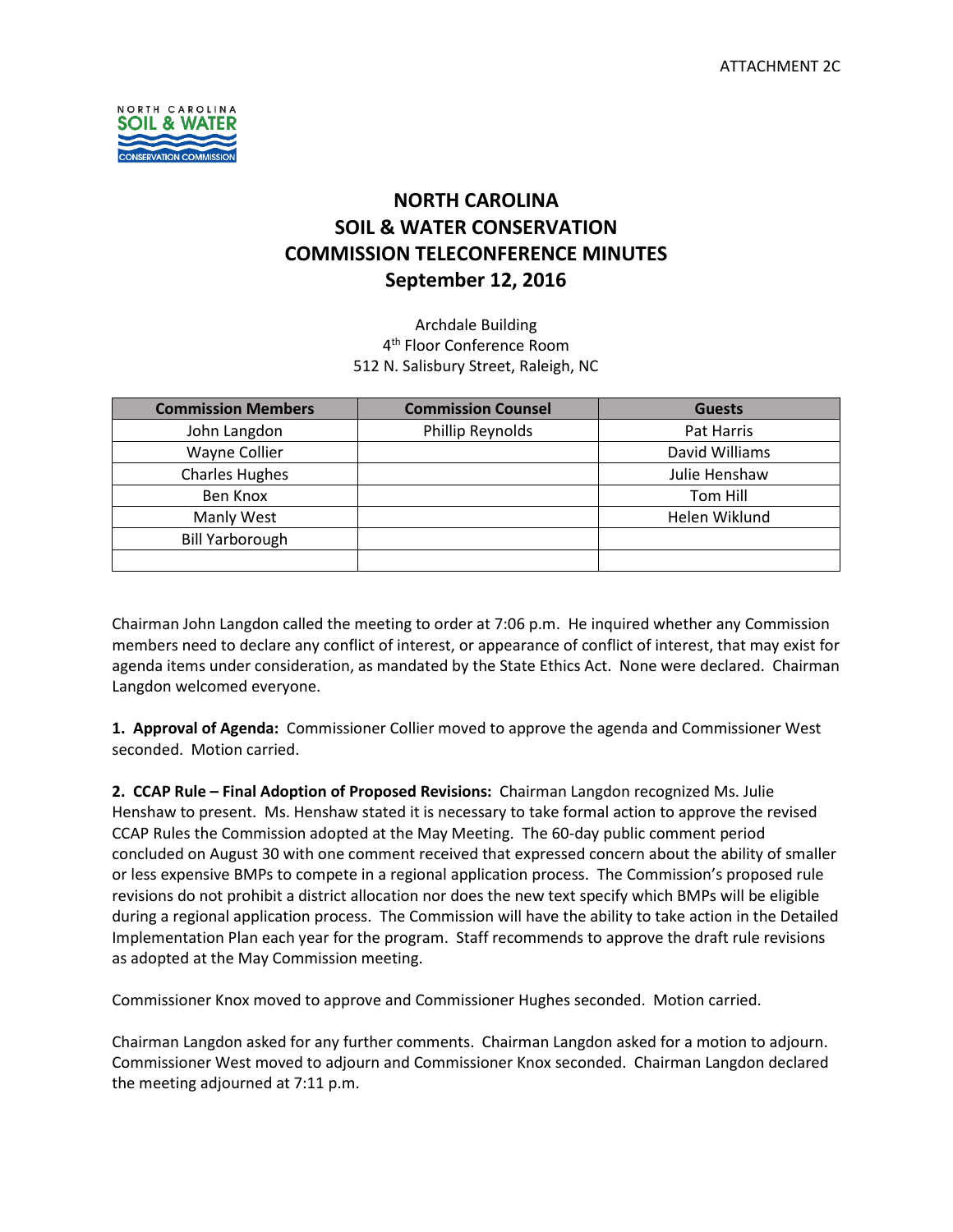ATTACHMENT 2C

# NORTH CAROLINA SOIL & WATER CONSERVATION COMMISSION TELECONFERENCE MINUTES September 12, 2016

Archdale Building
4th Floor Conference Room
512 N. Salisbury Street, Raleigh, NC

| Commission Members | Commission Counsel | Guests |
|---|---|---|
| John Langdon | Phillip Reynolds | Pat Harris |
| Wayne Collier | | David Williams |
| Charles Hughes | | Julie Henshaw |
| Ben Knox | | Tom Hill |
| Manly West | | Helen Wiklund |
| Bill Yarborough | | |
| | | |

Chairman John Langdon called the meeting to order at 7:06 p.m. He inquired whether any Commission members need to declare any conflict of interest, or appearance of conflict of interest, that may exist for agenda items under consideration, as mandated by the State Ethics Act. None were declared. Chairman Langdon welcomed everyone.

**1. Approval of Agenda:** Commissioner Collier moved to approve the agenda and Commissioner West seconded. Motion carried.

**2. CCAP Rule – Final Adoption of Proposed Revisions:** Chairman Langdon recognized Ms. Julie Henshaw to present. Ms. Henshaw stated it is necessary to take formal action to approve the revised CCAP Rules the Commission adopted at the May Meeting. The 60-day public comment period concluded on August 30 with one comment received that expressed concern about the ability of smaller or less expensive BMPs to compete in a regional application process. The Commission's proposed rule revisions do not prohibit a district allocation nor does the new text specify which BMPs will be eligible during a regional application process. The Commission will have the ability to take action in the Detailed Implementation Plan each year for the program. Staff recommends to approve the draft rule revisions as adopted at the May Commission meeting.

Commissioner Knox moved to approve and Commissioner Hughes seconded. Motion carried.

Chairman Langdon asked for any further comments. Chairman Langdon asked for a motion to adjourn. Commissioner West moved to adjourn and Commissioner Knox seconded. Chairman Langdon declared the meeting adjourned at 7:11 p.m.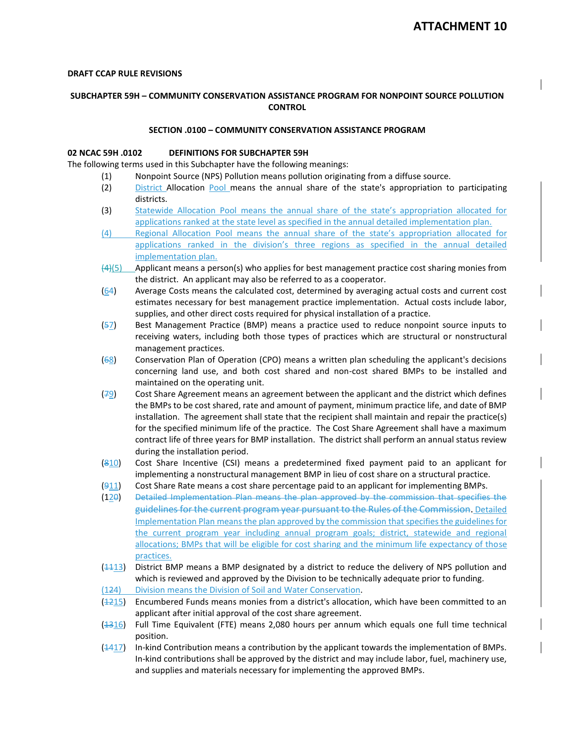# ATTACHMENT 10

**DRAFT CCAP RULE REVISIONS**

**SUBCHAPTER 59H – COMMUNITY CONSERVATION ASSISTANCE PROGRAM FOR NONPOINT SOURCE POLLUTION CONTROL**

**SECTION .0100 – COMMUNITY CONSERVATION ASSISTANCE PROGRAM**

**02 NCAC 59H .0102 DEFINITIONS FOR SUBCHAPTER 59H**

The following terms used in this Subchapter have the following meanings:

(1) Nonpoint Source (NPS) Pollution means pollution originating from a diffuse source.

(2) District Allocation Pool means the annual share of the state's appropriation to participating districts.

(3) Statewide Allocation Pool means the annual share of the state's appropriation allocated for applications ranked at the state level as specified in the annual detailed implementation plan.

(4) Regional Allocation Pool means the annual share of the state's appropriation allocated for applications ranked in the division's three regions as specified in the annual detailed implementation plan.

~~(4)~~(5) Applicant means a person(s) who applies for best management practice cost sharing monies from the district. An applicant may also be referred to as a cooperator.

(~~6~~4) Average Costs means the calculated cost, determined by averaging actual costs and current cost estimates necessary for best management practice implementation. Actual costs include labor, supplies, and other direct costs required for physical installation of a practice.

(~~5~~7) Best Management Practice (BMP) means a practice used to reduce nonpoint source inputs to receiving waters, including both those types of practices which are structural or nonstructural management practices.

(~~6~~8) Conservation Plan of Operation (CPO) means a written plan scheduling the applicant's decisions concerning land use, and both cost shared and non-cost shared BMPs to be installed and maintained on the operating unit.

(~~7~~9) Cost Share Agreement means an agreement between the applicant and the district which defines the BMPs to be cost shared, rate and amount of payment, minimum practice life, and date of BMP installation. The agreement shall state that the recipient shall maintain and repair the practice(s) for the specified minimum life of the practice. The Cost Share Agreement shall have a maximum contract life of three years for BMP installation. The district shall perform an annual status review during the installation period.

(~~8~~10) Cost Share Incentive (CSI) means a predetermined fixed payment paid to an applicant for implementing a nonstructural management BMP in lieu of cost share on a structural practice.

(~~9~~11) Cost Share Rate means a cost share percentage paid to an applicant for implementing BMPs.

(1~~0~~2) ~~Detailed Implementation Plan means the plan approved by the commission that specifies the guidelines for the current program year pursuant to the Rules of the Commission.~~ Detailed Implementation Plan means the plan approved by the commission that specifies the guidelines for the current program year including annual program goals; district, statewide and regional allocations; BMPs that will be eligible for cost sharing and the minimum life expectancy of those practices.

(~~11~~13) District BMP means a BMP designated by a district to reduce the delivery of NPS pollution and which is reviewed and approved by the Division to be technically adequate prior to funding.

(1~~2~~4) Division means the Division of Soil and Water Conservation.

(~~12~~15) Encumbered Funds means monies from a district's allocation, which have been committed to an applicant after initial approval of the cost share agreement.

(~~13~~16) Full Time Equivalent (FTE) means 2,080 hours per annum which equals one full time technical position.

(~~14~~17) In-kind Contribution means a contribution by the applicant towards the implementation of BMPs. In-kind contributions shall be approved by the district and may include labor, fuel, machinery use, and supplies and materials necessary for implementing the approved BMPs.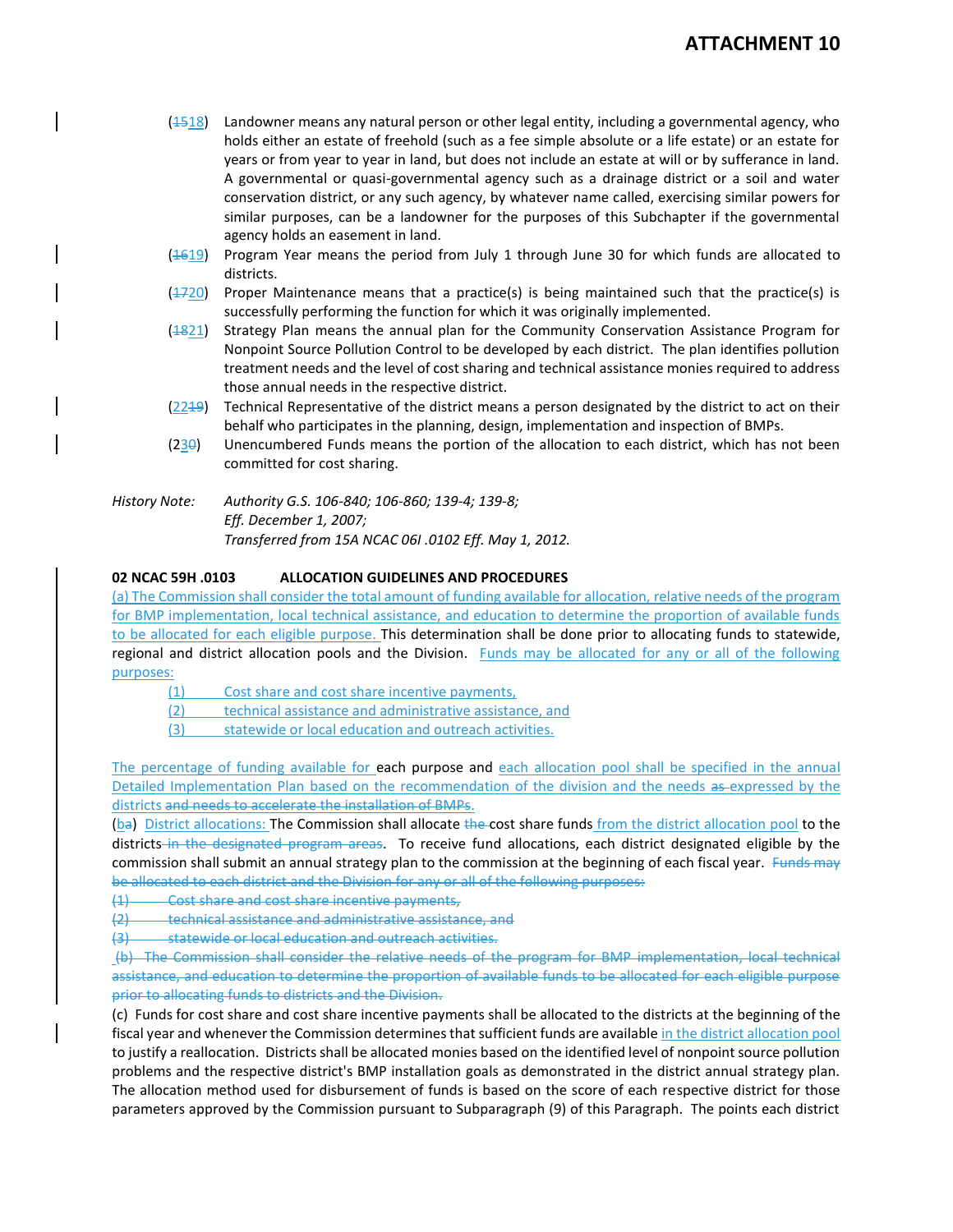(~~15~~18) Landowner means any natural person or other legal entity, including a governmental agency, who holds either an estate of freehold (such as a fee simple absolute or a life estate) or an estate for years or from year to year in land, but does not include an estate at will or by sufferance in land. A governmental or quasi-governmental agency such as a drainage district or a soil and water conservation district, or any such agency, by whatever name called, exercising similar powers for similar purposes, can be a landowner for the purposes of this Subchapter if the governmental agency holds an easement in land.

(~~16~~19) Program Year means the period from July 1 through June 30 for which funds are allocated to districts.

(~~17~~20) Proper Maintenance means that a practice(s) is being maintained such that the practice(s) is successfully performing the function for which it was originally implemented.

(~~18~~21) Strategy Plan means the annual plan for the Community Conservation Assistance Program for Nonpoint Source Pollution Control to be developed by each district. The plan identifies pollution treatment needs and the level of cost sharing and technical assistance monies required to address those annual needs in the respective district.

(22~~19~~) Technical Representative of the district means a person designated by the district to act on their behalf who participates in the planning, design, implementation and inspection of BMPs.

(23~~0~~) Unencumbered Funds means the portion of the allocation to each district, which has not been committed for cost sharing.

*History Note: Authority G.S. 106-840; 106-860; 139-4; 139-8;*
*Eff. December 1, 2007;*
*Transferred from 15A NCAC 06I .0102 Eff. May 1, 2012.*

**02 NCAC 59H .0103 ALLOCATION GUIDELINES AND PROCEDURES**

(a) The Commission shall consider the total amount of funding available for allocation, relative needs of the program for BMP implementation, local technical assistance, and education to determine the proportion of available funds to be allocated for each eligible purpose. This determination shall be done prior to allocating funds to statewide, regional and district allocation pools and the Division. Funds may be allocated for any or all of the following purposes:

(1) Cost share and cost share incentive payments,
(2) technical assistance and administrative assistance, and
(3) statewide or local education and outreach activities.

The percentage of funding available for each purpose and each allocation pool shall be specified in the annual Detailed Implementation Plan based on the recommendation of the division and the needs ~~as~~ expressed by the districts ~~and needs to accelerate the installation of BMPs~~.

(b~~a~~) District allocations: The Commission shall allocate ~~the~~ cost share funds from the district allocation pool to the districts ~~in the designated program areas~~. To receive fund allocations, each district designated eligible by the commission shall submit an annual strategy plan to the commission at the beginning of each fiscal year. ~~Funds may be allocated to each district and the Division for any or all of the following purposes:~~

~~(1) Cost share and cost share incentive payments,~~
~~(2) technical assistance and administrative assistance, and~~
~~(3) statewide or local education and outreach activities.~~

~~(b) The Commission shall consider the relative needs of the program for BMP implementation, local technical assistance, and education to determine the proportion of available funds to be allocated for each eligible purpose prior to allocating funds to districts and the Division.~~

(c) Funds for cost share and cost share incentive payments shall be allocated to the districts at the beginning of the fiscal year and whenever the Commission determines that sufficient funds are available in the district allocation pool to justify a reallocation. Districts shall be allocated monies based on the identified level of nonpoint source pollution problems and the respective district's BMP installation goals as demonstrated in the district annual strategy plan. The allocation method used for disbursement of funds is based on the score of each respective district for those parameters approved by the Commission pursuant to Subparagraph (9) of this Paragraph. The points each district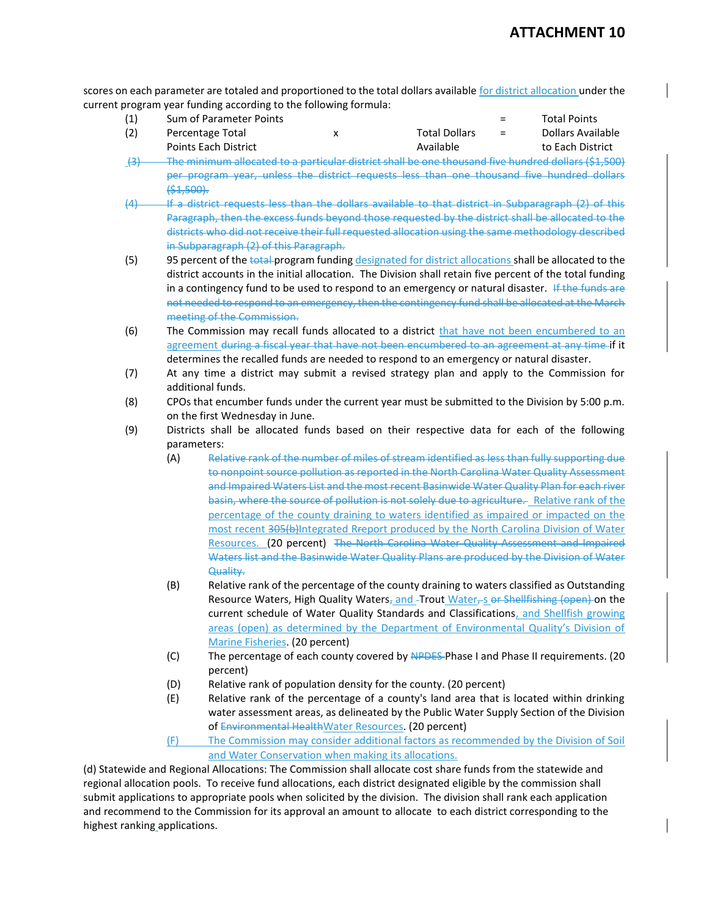# ATTACHMENT 10

scores on each parameter are totaled and proportioned to the total dollars available for district allocation under the current program year funding according to the following formula:

| | | | | | |
|---|---|---|---|---|---|
| (1) | Sum of Parameter Points | | | = | Total Points |
| (2) | Percentage Total Points Each District | x | Total Dollars Available | = | Dollars Available to Each District |

(3) ~~The minimum allocated to a particular district shall be one thousand five hundred dollars ($1,500) per program year, unless the district requests less than one thousand five hundred dollars ($1,500).~~

(4) ~~If a district requests less than the dollars available to that district in Subparagraph (2) of this Paragraph, then the excess funds beyond those requested by the district shall be allocated to the districts who did not receive their full requested allocation using the same methodology described in Subparagraph (2) of this Paragraph.~~

(5) 95 percent of the ~~total~~ program funding designated for district allocations shall be allocated to the district accounts in the initial allocation. The Division shall retain five percent of the total funding in a contingency fund to be used to respond to an emergency or natural disaster. ~~If the funds are not needed to respond to an emergency, then the contingency fund shall be allocated at the March meeting of the Commission.~~

(6) The Commission may recall funds allocated to a district that have not been encumbered to an agreement ~~during a fiscal year that have not been encumbered to an agreement at any time~~ if it determines the recalled funds are needed to respond to an emergency or natural disaster.

(7) At any time a district may submit a revised strategy plan and apply to the Commission for additional funds.

(8) CPOs that encumber funds under the current year must be submitted to the Division by 5:00 p.m. on the first Wednesday in June.

(9) Districts shall be allocated funds based on their respective data for each of the following parameters:

(A) ~~Relative rank of the number of miles of stream identified as less than fully supporting due to nonpoint source pollution as reported in the North Carolina Water Quality Assessment and Impaired Waters List and the most recent Basinwide Water Quality Plan for each river basin, where the source of pollution is not solely due to agriculture.~~ Relative rank of the percentage of the county draining to waters identified as impaired or impacted on the most recent ~~305(b)~~Integrated ~~R~~report produced by the North Carolina Division of Water Resources. (20 percent) ~~The North Carolina Water Quality Assessment and Impaired Waters list and the Basinwide Water Quality Plans are produced by the Division of Water Quality.~~

(B) Relative rank of the percentage of the county draining to waters classified as Outstanding Resource Waters, High Quality Waters~~,~~ and Trout Water~~, s~~ ~~or Shellfishing (open)~~ on the current schedule of Water Quality Standards and Classifications, and Shellfish growing areas (open) as determined by the Department of Environmental Quality's Division of Marine Fisheries. (20 percent)

(C) The percentage of each county covered by ~~NPDES~~ Phase I and Phase II requirements. (20 percent)

(D) Relative rank of population density for the county. (20 percent)

(E) Relative rank of the percentage of a county's land area that is located within drinking water assessment areas, as delineated by the Public Water Supply Section of the Division of ~~Environmental Health~~Water Resources. (20 percent)

(F) The Commission may consider additional factors as recommended by the Division of Soil and Water Conservation when making its allocations.

(d) Statewide and Regional Allocations: The Commission shall allocate cost share funds from the statewide and regional allocation pools. To receive fund allocations, each district designated eligible by the commission shall submit applications to appropriate pools when solicited by the division. The division shall rank each application and recommend to the Commission for its approval an amount to allocate to each district corresponding to the highest ranking applications.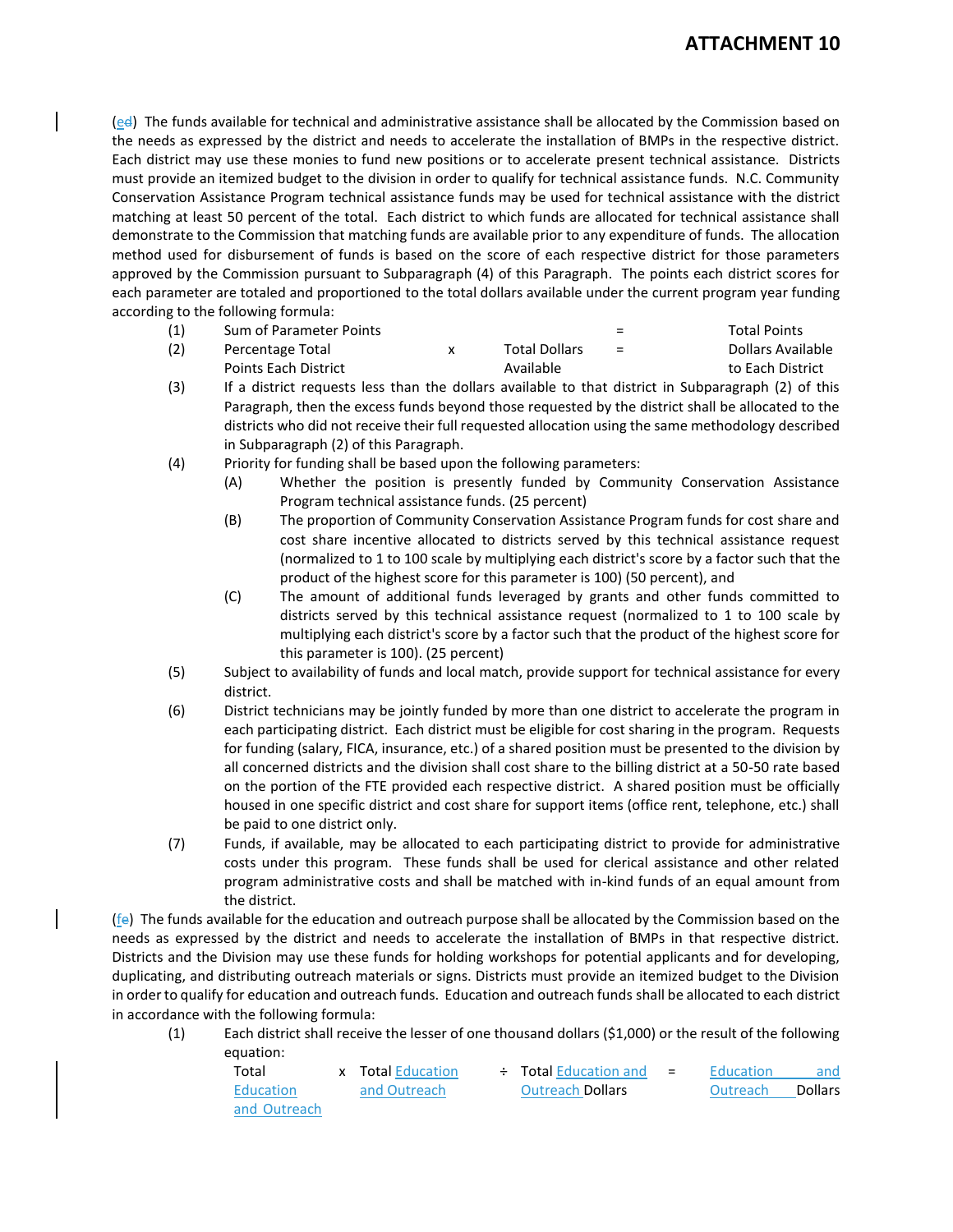# ATTACHMENT 10

(ed) The funds available for technical and administrative assistance shall be allocated by the Commission based on the needs as expressed by the district and needs to accelerate the installation of BMPs in the respective district. Each district may use these monies to fund new positions or to accelerate present technical assistance. Districts must provide an itemized budget to the division in order to qualify for technical assistance funds. N.C. Community Conservation Assistance Program technical assistance funds may be used for technical assistance with the district matching at least 50 percent of the total. Each district to which funds are allocated for technical assistance shall demonstrate to the Commission that matching funds are available prior to any expenditure of funds. The allocation method used for disbursement of funds is based on the score of each respective district for those parameters approved by the Commission pursuant to Subparagraph (4) of this Paragraph. The points each district scores for each parameter are totaled and proportioned to the total dollars available under the current program year funding according to the following formula:

(1) Sum of Parameter Points = Total Points

(2) Percentage Total Points Each District x Total Dollars Available = Total Dollars Available to Each District

(3) If a district requests less than the dollars available to that district in Subparagraph (2) of this Paragraph, then the excess funds beyond those requested by the district shall be allocated to the districts who did not receive their full requested allocation using the same methodology described in Subparagraph (2) of this Paragraph.

(4) Priority for funding shall be based upon the following parameters:

   (A) Whether the position is presently funded by Community Conservation Assistance Program technical assistance funds. (25 percent)

   (B) The proportion of Community Conservation Assistance Program funds for cost share and cost share incentive allocated to districts served by this technical assistance request (normalized to 1 to 100 scale by multiplying each district's score by a factor such that the product of the highest score for this parameter is 100) (50 percent), and

   (C) The amount of additional funds leveraged by grants and other funds committed to districts served by this technical assistance request (normalized to 1 to 100 scale by multiplying each district's score by a factor such that the product of the highest score for this parameter is 100). (25 percent)

(5) Subject to availability of funds and local match, provide support for technical assistance for every district.

(6) District technicians may be jointly funded by more than one district to accelerate the program in each participating district. Each district must be eligible for cost sharing in the program. Requests for funding (salary, FICA, insurance, etc.) of a shared position must be presented to the division by all concerned districts and the division shall cost share to the billing district at a 50-50 rate based on the portion of the FTE provided each respective district. A shared position must be officially housed in one specific district and cost share for support items (office rent, telephone, etc.) shall be paid to one district only.

(7) Funds, if available, may be allocated to each participating district to provide for administrative costs under this program. These funds shall be used for clerical assistance and other related program administrative costs and shall be matched with in-kind funds of an equal amount from the district.

(fe) The funds available for the education and outreach purpose shall be allocated by the Commission based on the needs as expressed by the district and needs to accelerate the installation of BMPs in that respective district. Districts and the Division may use these funds for holding workshops for potential applicants and for developing, duplicating, and distributing outreach materials or signs. Districts must provide an itemized budget to the Division in order to qualify for education and outreach funds. Education and outreach funds shall be allocated to each district in accordance with the following formula:

(1) Each district shall receive the lesser of one thousand dollars ($1,000) or the result of the following equation:

   Total Education and Outreach x Total Education and Outreach ÷ Total Education and Outreach Dollars = Education and Outreach Dollars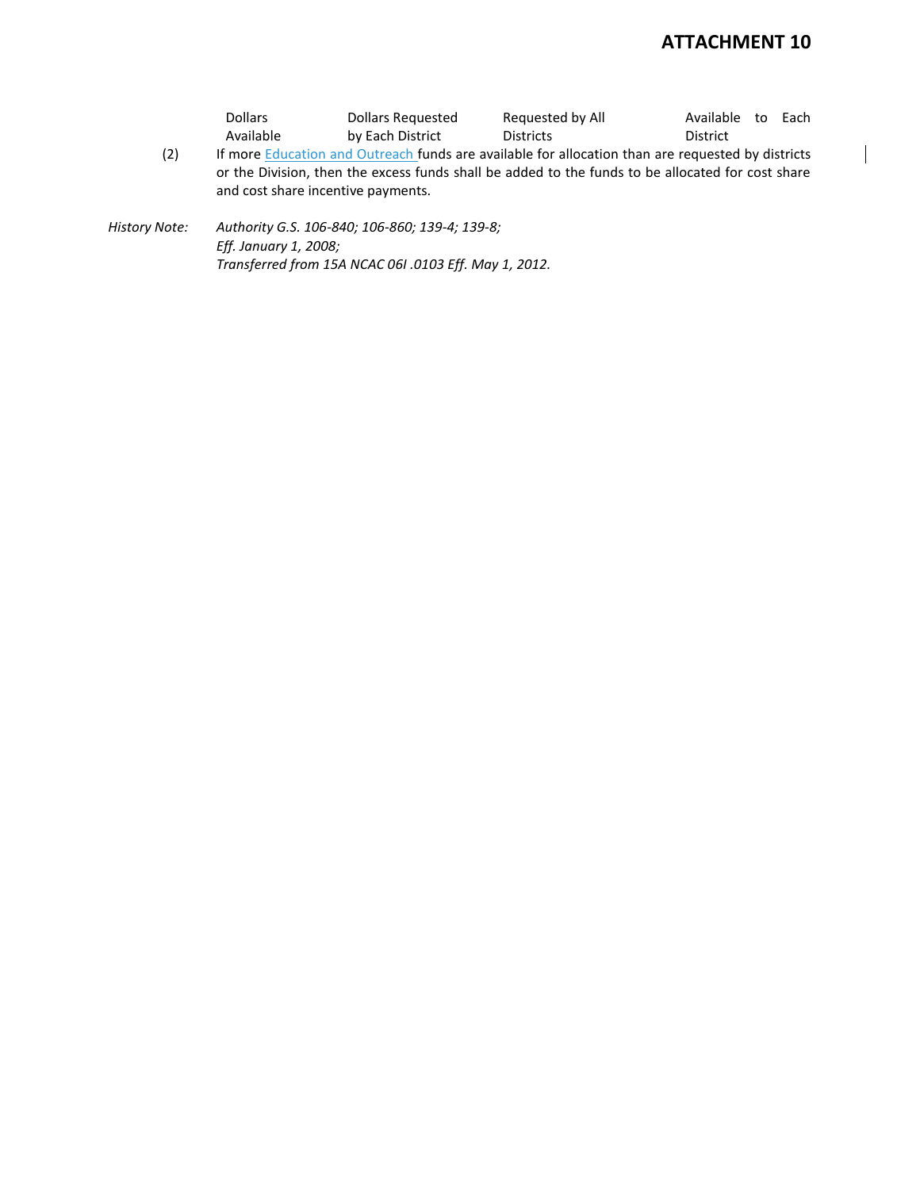# ATTACHMENT 10

| | | | |
|---|---|---|---|
| Dollars Available | Dollars Requested by Each District | Requested by All Districts | Available to Each District |

(2) If more Education and Outreach funds are available for allocation than are requested by districts or the Division, then the excess funds shall be added to the funds to be allocated for cost share and cost share incentive payments.

*History Note:* *Authority G.S. 106-840; 106-860; 139-4; 139-8;*
*Eff. January 1, 2008;*
*Transferred from 15A NCAC 06I .0103 Eff. May 1, 2012.*